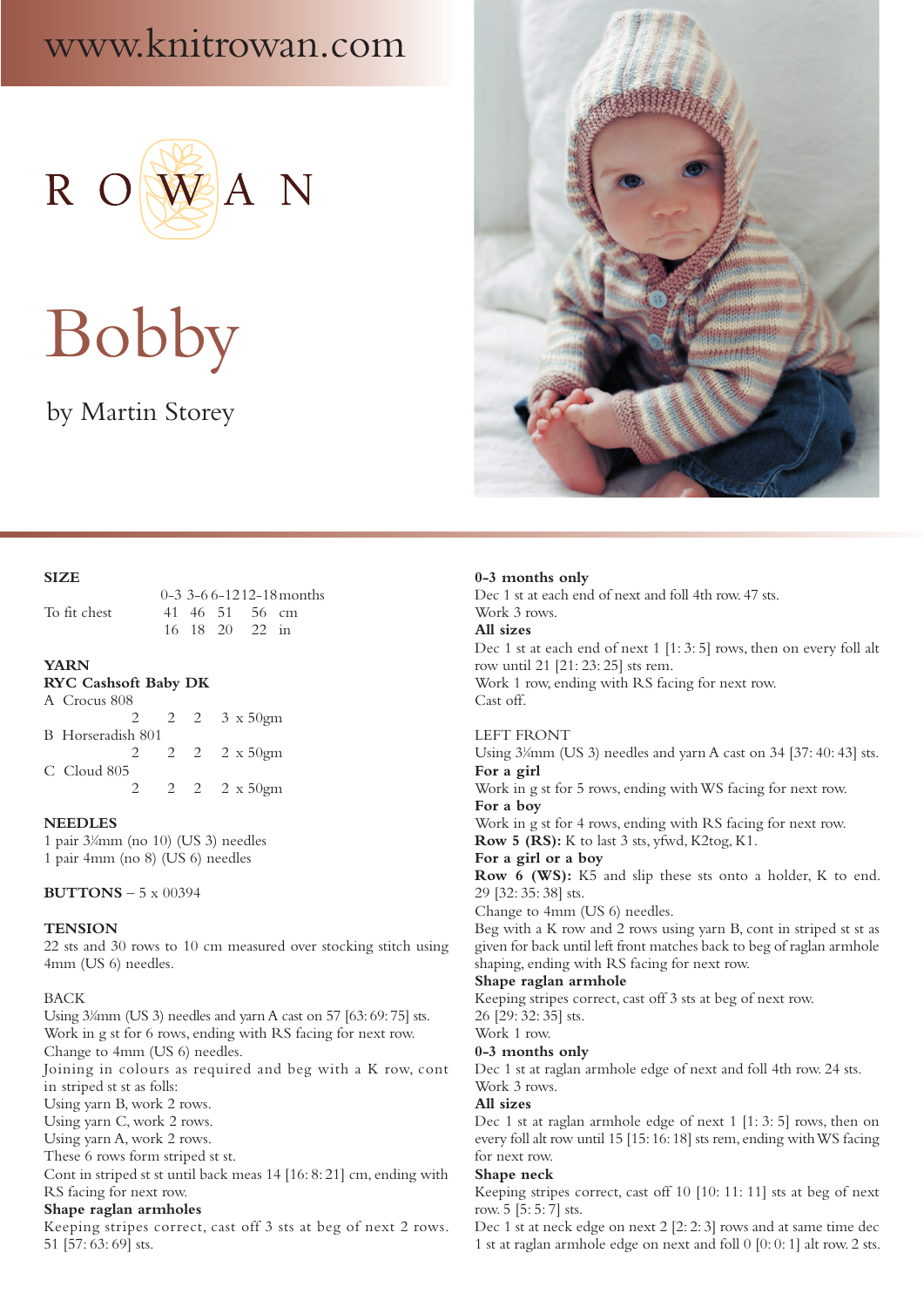www.knitrowan.com

ROWAN

# Bobby

by Martin Storey

## SIZE

| | 0-3 | 3-6 | 6-12 | 12-18 | months |
|---|---|---|---|---|---|
| To fit chest | 41 | 46 | 51 | 56 | cm |
| | 16 | 18 | 20 | 22 | in |

## YARN

**RYC Cashsoft Baby DK**

| | | | | |
|---|---|---|---|---|
| A Crocus 808 | | | | |
| | 2 | 2 | 2 | 3 x 50gm |
| B Horseradish 801 | | | | |
| | 2 | 2 | 2 | 2 x 50gm |
| C Cloud 805 | | | | |
| | 2 | 2 | 2 | 2 x 50gm |

## NEEDLES

1 pair 3¼mm (no 10) (US 3) needles
1 pair 4mm (no 8) (US 6) needles

**BUTTONS** – 5 x 00394

## TENSION

22 sts and 30 rows to 10 cm measured over stocking stitch using 4mm (US 6) needles.

## BACK

Using 3¼mm (US 3) needles and yarn A cast on 57 [63: 69: 75] sts.
Work in g st for 6 rows, ending with RS facing for next row.
Change to 4mm (US 6) needles.
Joining in colours as required and beg with a K row, cont in striped st st as folls:
Using yarn B, work 2 rows.
Using yarn C, work 2 rows.
Using yarn A, work 2 rows.
These 6 rows form striped st st.
Cont in striped st st until back meas 14 [16: 8: 21] cm, ending with RS facing for next row.

**Shape raglan armholes**

Keeping stripes correct, cast off 3 sts at beg of next 2 rows. 51 [57: 63: 69] sts.

**0-3 months only**

Dec 1 st at each end of next and foll 4th row. 47 sts.
Work 3 rows.

**All sizes**

Dec 1 st at each end of next 1 [1: 3: 5] rows, then on every foll alt row until 21 [21: 23: 25] sts rem.
Work 1 row, ending with RS facing for next row.
Cast off.

## LEFT FRONT

Using 3¼mm (US 3) needles and yarn A cast on 34 [37: 40: 43] sts.

**For a girl**

Work in g st for 5 rows, ending with WS facing for next row.

**For a boy**

Work in g st for 4 rows, ending with RS facing for next row.

**Row 5 (RS):** K to last 3 sts, yfwd, K2tog, K1.

**For a girl or a boy**

**Row 6 (WS):** K5 and slip these sts onto a holder, K to end. 29 [32: 35: 38] sts.
Change to 4mm (US 6) needles.
Beg with a K row and 2 rows using yarn B, cont in striped st st as given for back until left front matches back to beg of raglan armhole shaping, ending with RS facing for next row.

**Shape raglan armhole**

Keeping stripes correct, cast off 3 sts at beg of next row. 26 [29: 32: 35] sts.
Work 1 row.

**0-3 months only**

Dec 1 st at raglan armhole edge of next and foll 4th row. 24 sts.
Work 3 rows.

**All sizes**

Dec 1 st at raglan armhole edge of next 1 [1: 3: 5] rows, then on every foll alt row until 15 [15: 16: 18] sts rem, ending with WS facing for next row.

**Shape neck**

Keeping stripes correct, cast off 10 [10: 11: 11] sts at beg of next row. 5 [5: 5: 7] sts.
Dec 1 st at neck edge on next 2 [2: 2: 3] rows and at same time dec 1 st at raglan armhole edge on next and foll 0 [0: 0: 1] alt row. 2 sts.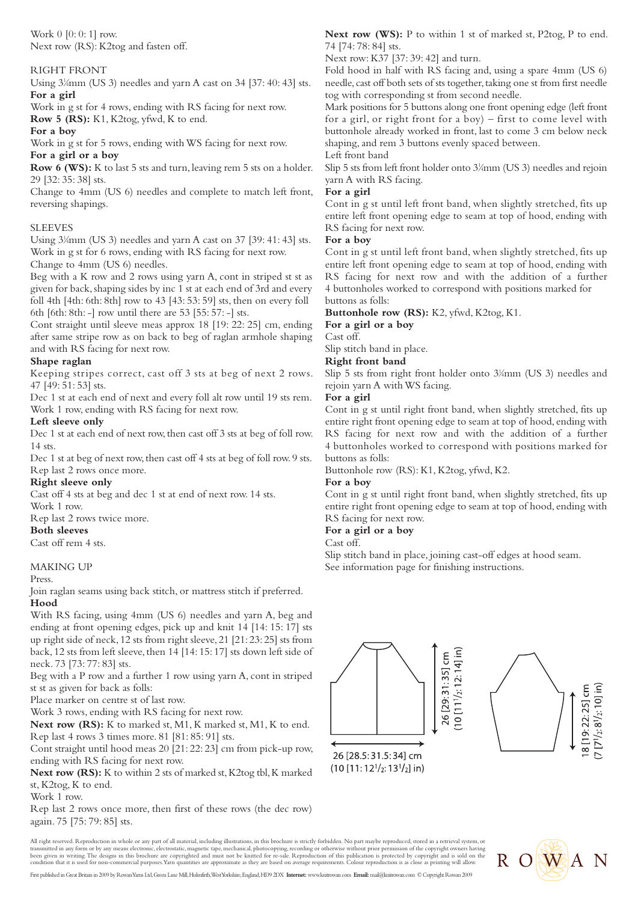Work 0 [0: 0: 1] row.
Next row (RS): K2tog and fasten off.

RIGHT FRONT

Using 3¼mm (US 3) needles and yarn A cast on 34 [37: 40: 43] sts.

**For a girl**

Work in g st for 4 rows, ending with RS facing for next row.

**Row 5 (RS):** K1, K2tog, yfwd, K to end.

**For a boy**

Work in g st for 5 rows, ending with WS facing for next row.

**For a girl or a boy**

**Row 6 (WS):** K to last 5 sts and turn, leaving rem 5 sts on a holder. 29 [32: 35: 38] sts.

Change to 4mm (US 6) needles and complete to match left front, reversing shapings.

SLEEVES

Using 3¼mm (US 3) needles and yarn A cast on 37 [39: 41: 43] sts.

Work in g st for 6 rows, ending with RS facing for next row.

Change to 4mm (US 6) needles.

Beg with a K row and 2 rows using yarn A, cont in striped st st as given for back, shaping sides by inc 1 st at each end of 3rd and every foll 4th [4th: 6th: 8th] row to 43 [43: 53: 59] sts, then on every foll 6th [6th: 8th: -] row until there are 53 [55: 57: -] sts.

Cont straight until sleeve meas approx 18 [19: 22: 25] cm, ending after same stripe row as on back to beg of raglan armhole shaping and with RS facing for next row.

**Shape raglan**

Keeping stripes correct, cast off 3 sts at beg of next 2 rows. 47 [49: 51: 53] sts.

Dec 1 st at each end of next and every foll alt row until 19 sts rem.

Work 1 row, ending with RS facing for next row.

**Left sleeve only**

Dec 1 st at each end of next row, then cast off 3 sts at beg of foll row. 14 sts.

Dec 1 st at beg of next row, then cast off 4 sts at beg of foll row. 9 sts.

Rep last 2 rows once more.

**Right sleeve only**

Cast off 4 sts at beg and dec 1 st at end of next row. 14 sts.

Work 1 row.

Rep last 2 rows twice more.

**Both sleeves**

Cast off rem 4 sts.

MAKING UP

Press.

Join raglan seams using back stitch, or mattress stitch if preferred.

**Hood**

With RS facing, using 4mm (US 6) needles and yarn A, beg and ending at front opening edges, pick up and knit 14 [14: 15: 17] sts up right side of neck, 12 sts from right sleeve, 21 [21: 23: 25] sts from back, 12 sts from left sleeve, then 14 [14: 15: 17] sts down left side of neck. 73 [73: 77: 83] sts.

Beg with a P row and a further 1 row using yarn A, cont in striped st st as given for back as folls:

Place marker on centre st of last row.

Work 3 rows, ending with RS facing for next row.

**Next row (RS):** K to marked st, M1, K marked st, M1, K to end.

Rep last 4 rows 3 times more. 81 [81: 85: 91] sts.

Cont straight until hood meas 20 [21: 22: 23] cm from pick-up row, ending with RS facing for next row.

**Next row (RS):** K to within 2 sts of marked st, K2tog tbl, K marked st, K2tog, K to end.

Work 1 row.

Rep last 2 rows once more, then first of these rows (the dec row) again. 75 [75: 79: 85] sts.

**Next row (WS):** P to within 1 st of marked st, P2tog, P to end. 74 [74: 78: 84] sts.

Next row: K37 [37: 39: 42] and turn.

Fold hood in half with RS facing and, using a spare 4mm (US 6) needle, cast off both sets of sts together, taking one st from first needle tog with corresponding st from second needle.

Mark positions for 5 buttons along one front opening edge (left front for a girl, or right front for a boy) – first to come level with buttonhole already worked in front, last to come 3 cm below neck shaping, and rem 3 buttons evenly spaced between.

Left front band

Slip 5 sts from left front holder onto 3¼mm (US 3) needles and rejoin yarn A with RS facing.

**For a girl**

Cont in g st until left front band, when slightly stretched, fits up entire left front opening edge to seam at top of hood, ending with RS facing for next row.

**For a boy**

Cont in g st until left front band, when slightly stretched, fits up entire left front opening edge to seam at top of hood, ending with RS facing for next row and with the addition of a further 4 buttonholes worked to correspond with positions marked for buttons as folls:

**Buttonhole row (RS):** K2, yfwd, K2tog, K1.

**For a girl or a boy**

Cast off.

Slip stitch band in place.

**Right front band**

Slip 5 sts from right front holder onto 3¼mm (US 3) needles and rejoin yarn A with WS facing.

**For a girl**

Cont in g st until right front band, when slightly stretched, fits up entire right front opening edge to seam at top of hood, ending with RS facing for next row and with the addition of a further 4 buttonholes worked to correspond with positions marked for buttons as folls:

Buttonhole row (RS): K1, K2tog, yfwd, K2.

**For a boy**

Cont in g st until right front band, when slightly stretched, fits up entire right front opening edge to seam at top of hood, ending with RS facing for next row.

**For a girl or a boy**

Cast off.

Slip stitch band in place, joining cast-off edges at hood seam.

See information page for finishing instructions.

26 [29: 31: 35] cm
(10 [11½: 12: 14] in)

26 [28.5: 31.5: 34] cm
(10 [11: 12½: 13½] in)

18 [19: 22: 25] cm
(7 [7½: 8½: 10] in)

All right reserved. Reproduction in whole or any part of all material, including illustrations, in this brochure is strictly forbidden. No part maybe reproduced, stored in a retrieval system, or transmitted in any form or by any means electronic, electrostatic, magnetic tape, mechanical, photocopying, recording or otherwise without prior permission of the copyright owners having been given in writing. The designs in this brochure are copyrighted and must not be knitted for re-sale. Reproduction of this publication is protected by copyright and is sold on the condition that it is used for non-commercial purposes. Yarn quantities are approximate as they are based on average requirements. Colour reproduction is as close as printing will allow.

First published in Great Britain in 2009 by Rowan Yarns Ltd, Green Lane Mill, Holmfirth, West Yorkshire, England, HD9 2DX **Internet:** www.knitrowan.com **Email:** mail@knitrowan.com © Copyright Rowan 2009

ROWAN